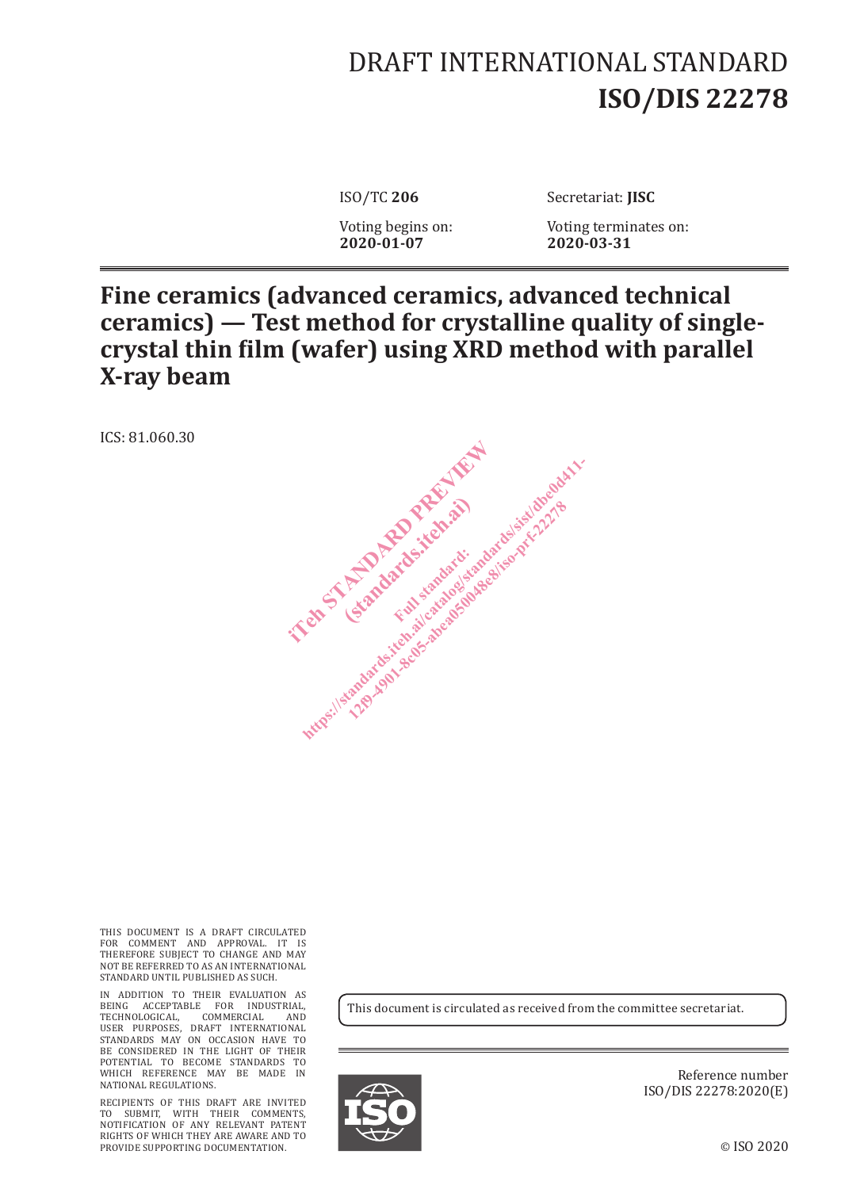# DRAFT INTERNATIONAL STANDARD
# ISO/DIS 22278

ISO/TC **206**

Secretariat: **JISC**

Voting begins on:
**2020-01-07**

Voting terminates on:
**2020-03-31**

## Fine ceramics (advanced ceramics, advanced technical ceramics) — Test method for crystalline quality of single-crystal thin film (wafer) using XRD method with parallel X-ray beam

ICS: 81.060.30

THIS DOCUMENT IS A DRAFT CIRCULATED FOR COMMENT AND APPROVAL. IT IS THEREFORE SUBJECT TO CHANGE AND MAY NOT BE REFERRED TO AS AN INTERNATIONAL STANDARD UNTIL PUBLISHED AS SUCH.

IN ADDITION TO THEIR EVALUATION AS BEING ACCEPTABLE FOR INDUSTRIAL, TECHNOLOGICAL, COMMERCIAL AND USER PURPOSES, DRAFT INTERNATIONAL STANDARDS MAY ON OCCASION HAVE TO BE CONSIDERED IN THE LIGHT OF THEIR POTENTIAL TO BECOME STANDARDS TO WHICH REFERENCE MAY BE MADE IN NATIONAL REGULATIONS.

RECIPIENTS OF THIS DRAFT ARE INVITED TO SUBMIT, WITH THEIR COMMENTS, NOTIFICATION OF ANY RELEVANT PATENT RIGHTS OF WHICH THEY ARE AWARE AND TO PROVIDE SUPPORTING DOCUMENTATION.

This document is circulated as received from the committee secretariat.

Reference number
ISO/DIS 22278:2020(E)

© ISO 2020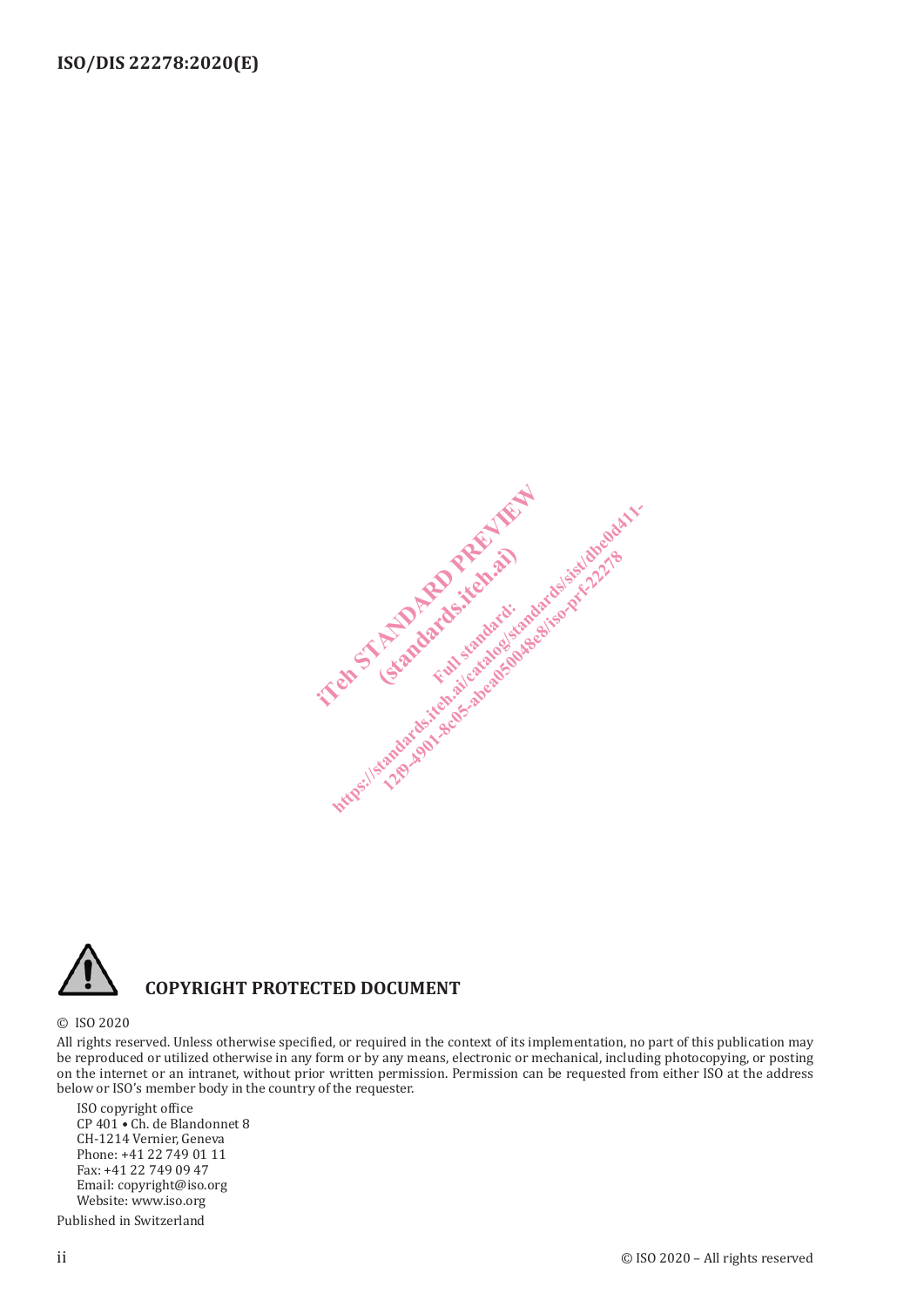**COPYRIGHT PROTECTED DOCUMENT**

© ISO 2020

All rights reserved. Unless otherwise specified, or required in the context of its implementation, no part of this publication may be reproduced or utilized otherwise in any form or by any means, electronic or mechanical, including photocopying, or posting on the internet or an intranet, without prior written permission. Permission can be requested from either ISO at the address below or ISO's member body in the country of the requester.

ISO copyright office
CP 401 • Ch. de Blandonnet 8
CH-1214 Vernier, Geneva
Phone: +41 22 749 01 11
Fax: +41 22 749 09 47
Email: copyright@iso.org
Website: www.iso.org

Published in Switzerland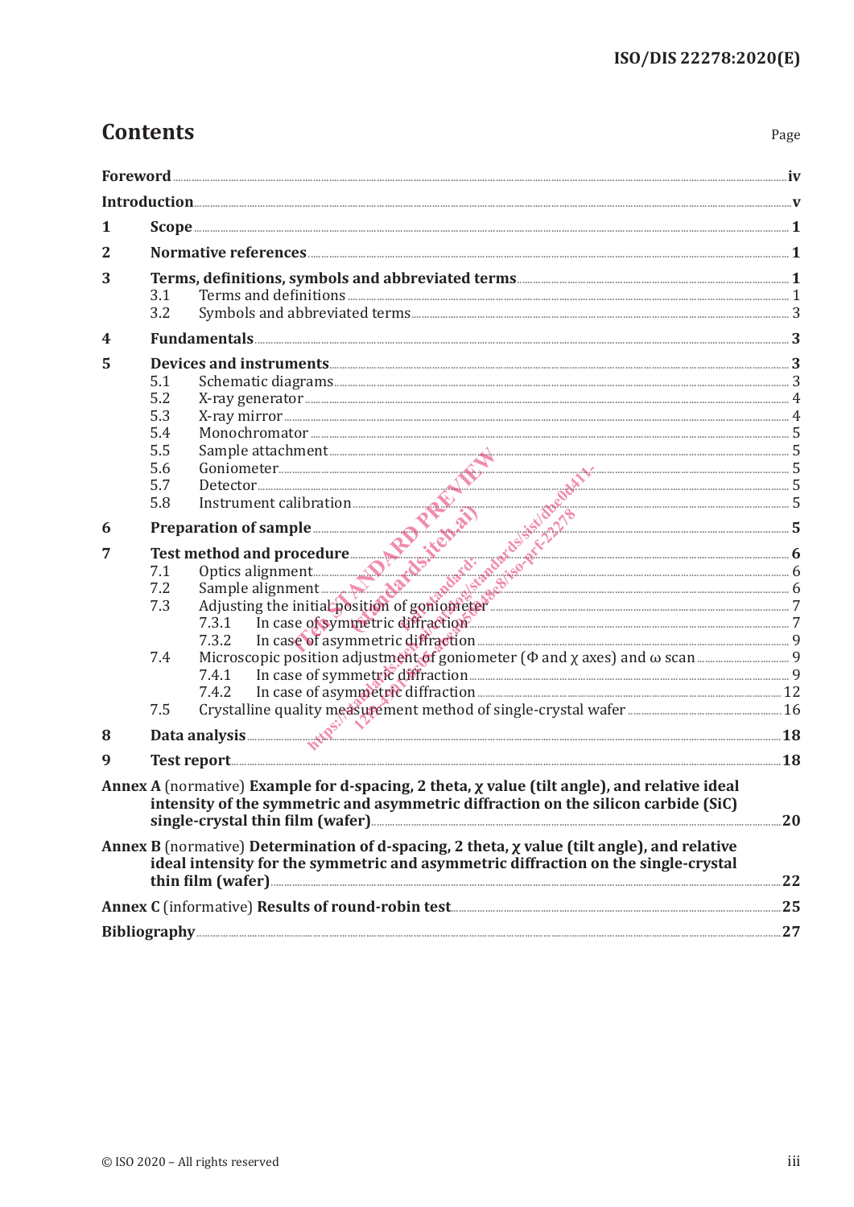# Contents

Page

Foreword ... iv

Introduction ... v

1 Scope ... 1

2 Normative references ... 1

3 Terms, definitions, symbols and abbreviated terms ... 1
- 3.1 Terms and definitions ... 1
- 3.2 Symbols and abbreviated terms ... 3

4 Fundamentals ... 3

5 Devices and instruments ... 3
- 5.1 Schematic diagrams ... 3
- 5.2 X-ray generator ... 4
- 5.3 X-ray mirror ... 4
- 5.4 Monochromator ... 5
- 5.5 Sample attachment ... 5
- 5.6 Goniometer ... 5
- 5.7 Detector ... 5
- 5.8 Instrument calibration ... 5

6 Preparation of sample ... 5

7 Test method and procedure ... 6
- 7.1 Optics alignment ... 6
- 7.2 Sample alignment ... 6
- 7.3 Adjusting the initial position of goniometer ... 7
  - 7.3.1 In case of symmetric diffraction ... 7
  - 7.3.2 In case of asymmetric diffraction ... 9
- 7.4 Microscopic position adjustment of goniometer (Φ and χ axes) and ω scan ... 9
  - 7.4.1 In case of symmetric diffraction ... 9
  - 7.4.2 In case of asymmetric diffraction ... 12
- 7.5 Crystalline quality measurement method of single-crystal wafer ... 16

8 Data analysis ... 18

9 Test report ... 18

Annex A (normative) Example for d-spacing, 2 theta, χ value (tilt angle), and relative ideal intensity of the symmetric and asymmetric diffraction on the silicon carbide (SiC) single-crystal thin film (wafer) ... 20

Annex B (normative) Determination of d-spacing, 2 theta, χ value (tilt angle), and relative ideal intensity for the symmetric and asymmetric diffraction on the single-crystal thin film (wafer) ... 22

Annex C (informative) Results of round-robin test ... 25

Bibliography ... 27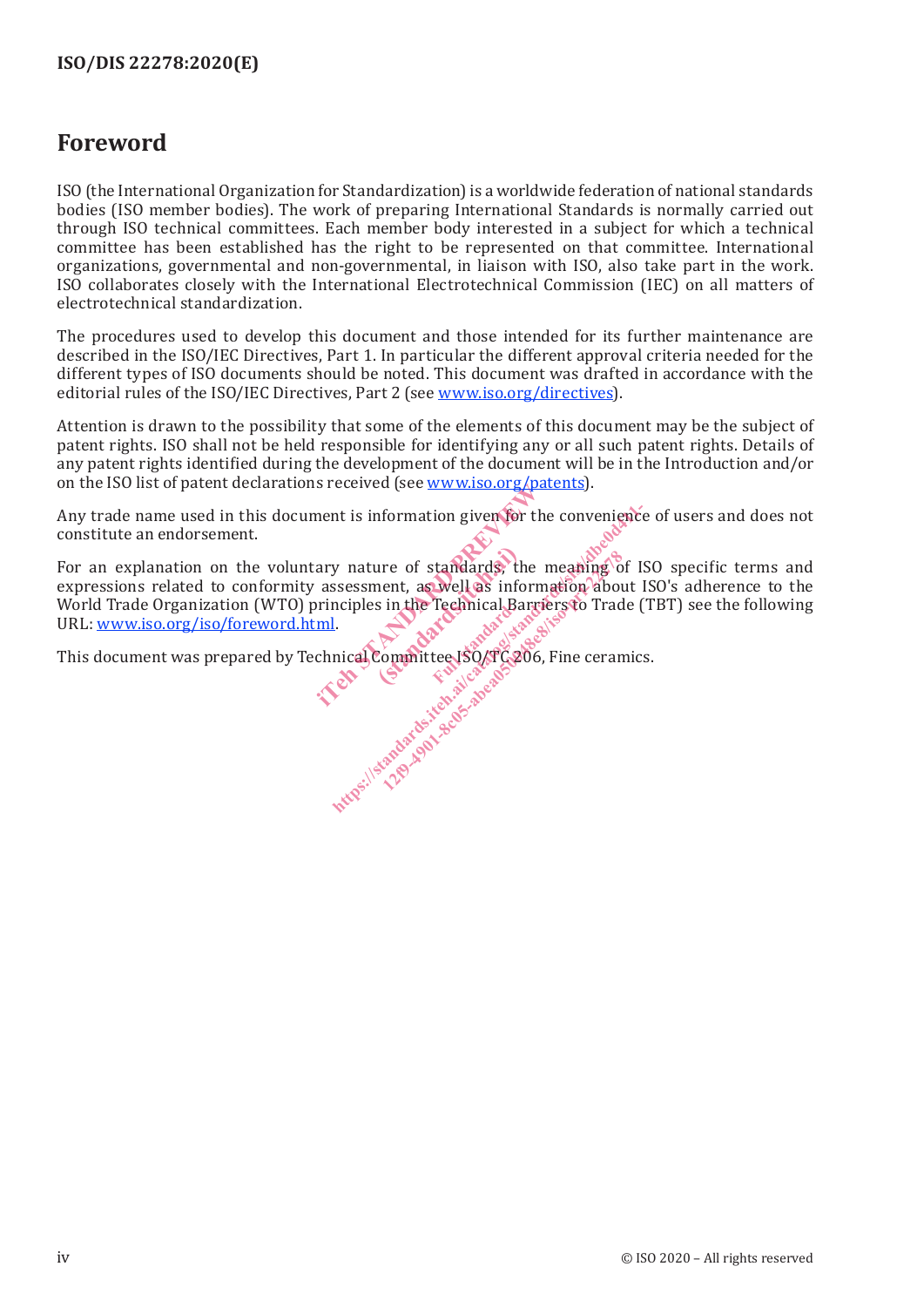# Foreword

ISO (the International Organization for Standardization) is a worldwide federation of national standards bodies (ISO member bodies). The work of preparing International Standards is normally carried out through ISO technical committees. Each member body interested in a subject for which a technical committee has been established has the right to be represented on that committee. International organizations, governmental and non-governmental, in liaison with ISO, also take part in the work. ISO collaborates closely with the International Electrotechnical Commission (IEC) on all matters of electrotechnical standardization.

The procedures used to develop this document and those intended for its further maintenance are described in the ISO/IEC Directives, Part 1. In particular the different approval criteria needed for the different types of ISO documents should be noted. This document was drafted in accordance with the editorial rules of the ISO/IEC Directives, Part 2 (see www.iso.org/directives).

Attention is drawn to the possibility that some of the elements of this document may be the subject of patent rights. ISO shall not be held responsible for identifying any or all such patent rights. Details of any patent rights identified during the development of the document will be in the Introduction and/or on the ISO list of patent declarations received (see www.iso.org/patents).

Any trade name used in this document is information given for the convenience of users and does not constitute an endorsement.

For an explanation on the voluntary nature of standards, the meaning of ISO specific terms and expressions related to conformity assessment, as well as information about ISO's adherence to the World Trade Organization (WTO) principles in the Technical Barriers to Trade (TBT) see the following URL: www.iso.org/iso/foreword.html.

This document was prepared by Technical Committee ISO/TC 206, Fine ceramics.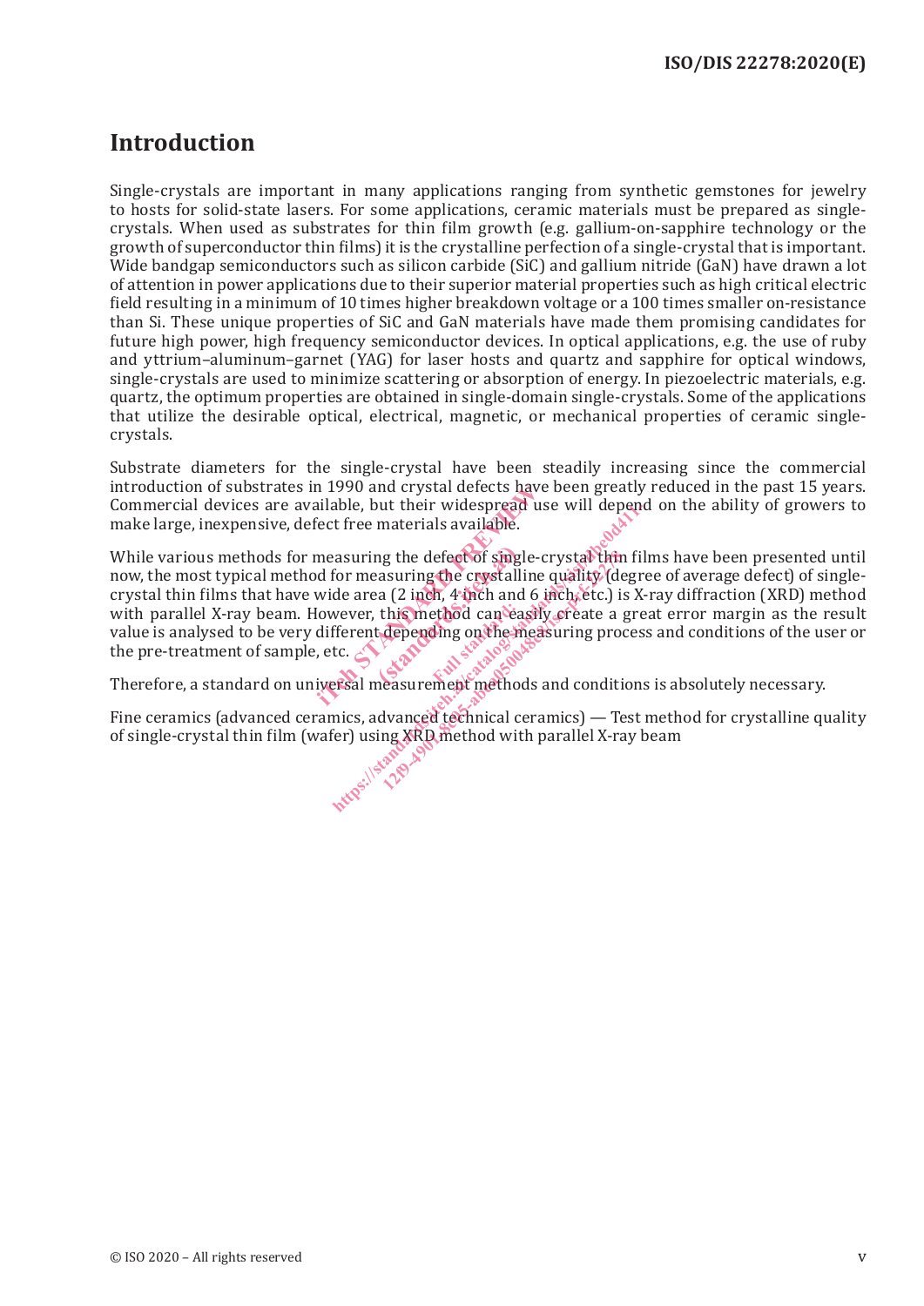# Introduction

Single-crystals are important in many applications ranging from synthetic gemstones for jewelry to hosts for solid-state lasers. For some applications, ceramic materials must be prepared as single-crystals. When used as substrates for thin film growth (e.g. gallium-on-sapphire technology or the growth of superconductor thin films) it is the crystalline perfection of a single-crystal that is important. Wide bandgap semiconductors such as silicon carbide (SiC) and gallium nitride (GaN) have drawn a lot of attention in power applications due to their superior material properties such as high critical electric field resulting in a minimum of 10 times higher breakdown voltage or a 100 times smaller on-resistance than Si. These unique properties of SiC and GaN materials have made them promising candidates for future high power, high frequency semiconductor devices. In optical applications, e.g. the use of ruby and yttrium–aluminum–garnet (YAG) for laser hosts and quartz and sapphire for optical windows, single-crystals are used to minimize scattering or absorption of energy. In piezoelectric materials, e.g. quartz, the optimum properties are obtained in single-domain single-crystals. Some of the applications that utilize the desirable optical, electrical, magnetic, or mechanical properties of ceramic single-crystals.

Substrate diameters for the single-crystal have been steadily increasing since the commercial introduction of substrates in 1990 and crystal defects have been greatly reduced in the past 15 years. Commercial devices are available, but their widespread use will depend on the ability of growers to make large, inexpensive, defect free materials available.

While various methods for measuring the defect of single-crystal thin films have been presented until now, the most typical method for measuring the crystalline quality (degree of average defect) of single-crystal thin films that have wide area (2 inch, 4 inch and 6 inch, etc.) is X-ray diffraction (XRD) method with parallel X-ray beam. However, this method can easily create a great error margin as the result value is analysed to be very different depending on the measuring process and conditions of the user or the pre-treatment of sample, etc.

Therefore, a standard on universal measurement methods and conditions is absolutely necessary.

Fine ceramics (advanced ceramics, advanced technical ceramics) — Test method for crystalline quality of single-crystal thin film (wafer) using XRD method with parallel X-ray beam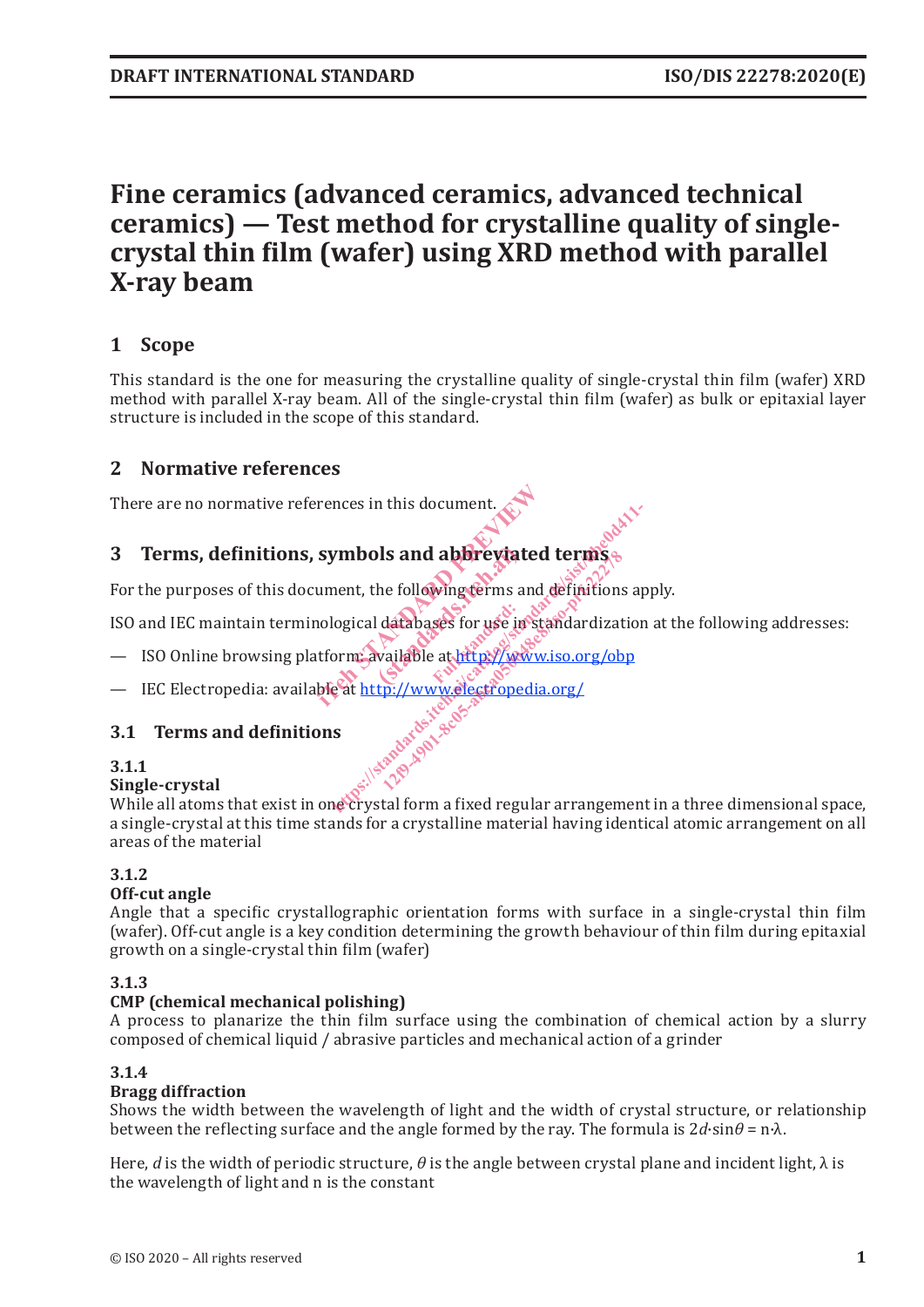# Fine ceramics (advanced ceramics, advanced technical ceramics) — Test method for crystalline quality of single-crystal thin film (wafer) using XRD method with parallel X-ray beam

## 1 Scope

This standard is the one for measuring the crystalline quality of single-crystal thin film (wafer) XRD method with parallel X-ray beam. All of the single-crystal thin film (wafer) as bulk or epitaxial layer structure is included in the scope of this standard.

## 2 Normative references

There are no normative references in this document.

## 3 Terms, definitions, symbols and abbreviated terms

For the purposes of this document, the following terms and definitions apply.

ISO and IEC maintain terminological databases for use in standardization at the following addresses:

— ISO Online browsing platform: available at http://www.iso.org/obp

— IEC Electropedia: available at http://www.electropedia.org/

### 3.1 Terms and definitions

**3.1.1**

**Single-crystal**

While all atoms that exist in one crystal form a fixed regular arrangement in a three dimensional space, a single-crystal at this time stands for a crystalline material having identical atomic arrangement on all areas of the material

**3.1.2**

**Off-cut angle**

Angle that a specific crystallographic orientation forms with surface in a single-crystal thin film (wafer). Off-cut angle is a key condition determining the growth behaviour of thin film during epitaxial growth on a single-crystal thin film (wafer)

**3.1.3**

**CMP (chemical mechanical polishing)**

A process to planarize the thin film surface using the combination of chemical action by a slurry composed of chemical liquid / abrasive particles and mechanical action of a grinder

**3.1.4**

**Bragg diffraction**

Shows the width between the wavelength of light and the width of crystal structure, or relationship between the reflecting surface and the angle formed by the ray. The formula is $2d{\cdot}\sin\theta = n{\cdot}\lambda$.

Here, $d$ is the width of periodic structure, $\theta$ is the angle between crystal plane and incident light, $\lambda$ is the wavelength of light and n is the constant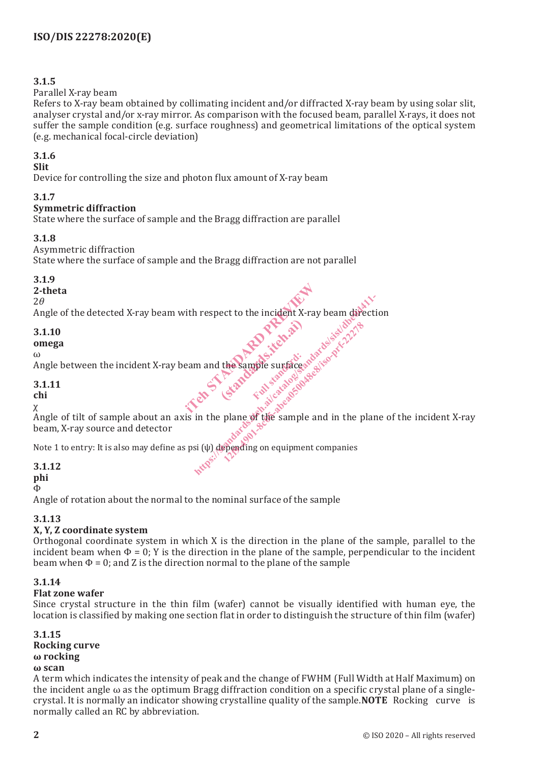### 3.1.5

Parallel X-ray beam

Refers to X-ray beam obtained by collimating incident and/or diffracted X-ray beam by using solar slit, analyser crystal and/or x-ray mirror. As comparison with the focused beam, parallel X-rays, it does not suffer the sample condition (e.g. surface roughness) and geometrical limitations of the optical system (e.g. mechanical focal-circle deviation)

### 3.1.6

**Slit**

Device for controlling the size and photon flux amount of X-ray beam

### 3.1.7

**Symmetric diffraction**

State where the surface of sample and the Bragg diffraction are parallel

### 3.1.8

Asymmetric diffraction

State where the surface of sample and the Bragg diffraction are not parallel

### 3.1.9

**2-theta**

$2\theta$

Angle of the detected X-ray beam with respect to the incident X-ray beam direction

### 3.1.10

**omega**

ω

Angle between the incident X-ray beam and the sample surface

### 3.1.11

**chi**

χ

Angle of tilt of sample about an axis in the plane of the sample and in the plane of the incident X-ray beam, X-ray source and detector

Note 1 to entry: It is also may define as psi (ψ) depending on equipment companies

### 3.1.12

**phi**

Φ

Angle of rotation about the normal to the nominal surface of the sample

### 3.1.13

**X, Y, Z coordinate system**

Orthogonal coordinate system in which X is the direction in the plane of the sample, parallel to the incident beam when Φ = 0; Y is the direction in the plane of the sample, perpendicular to the incident beam when Φ = 0; and Z is the direction normal to the plane of the sample

### 3.1.14

**Flat zone wafer**

Since crystal structure in the thin film (wafer) cannot be visually identified with human eye, the location is classified by making one section flat in order to distinguish the structure of thin film (wafer)

### 3.1.15

**Rocking curve**

**ω rocking**

**ω scan**

A term which indicates the intensity of peak and the change of FWHM (Full Width at Half Maximum) on the incident angle ω as the optimum Bragg diffraction condition on a specific crystal plane of a single-crystal. It is normally an indicator showing crystalline quality of the sample.**NOTE** Rocking curve is normally called an RC by abbreviation.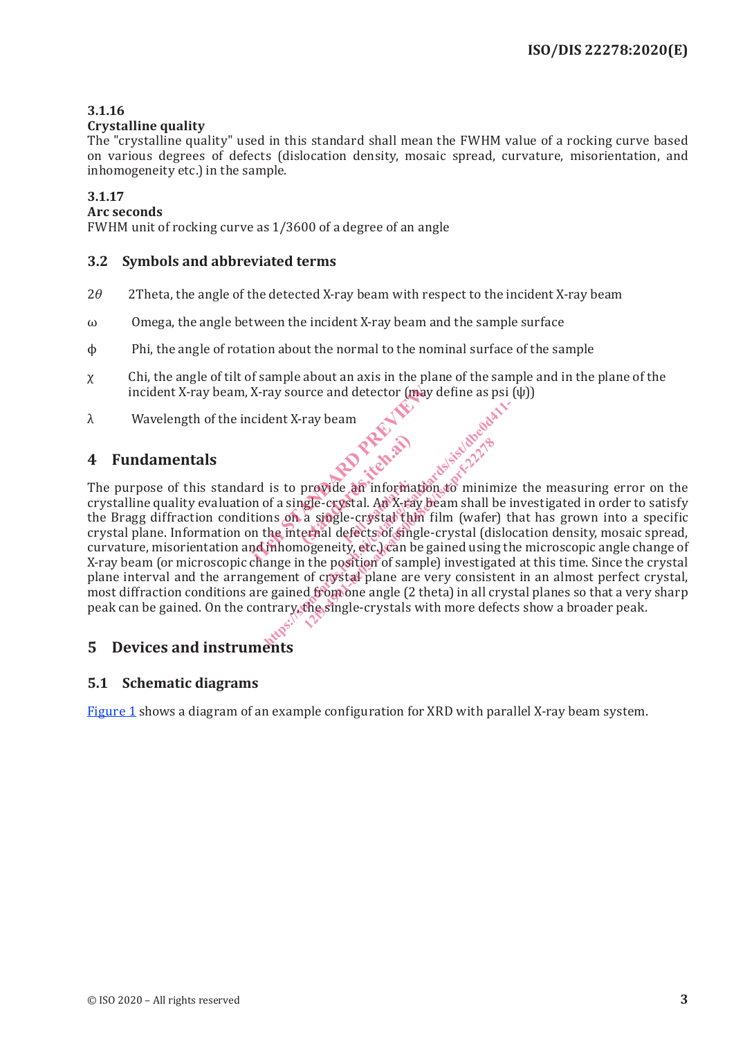**3.1.16**

**Crystalline quality**

The "crystalline quality" used in this standard shall mean the FWHM value of a rocking curve based on various degrees of defects (dislocation density, mosaic spread, curvature, misorientation, and inhomogeneity etc.) in the sample.

**3.1.17**

**Arc seconds**

FWHM unit of rocking curve as 1/3600 of a degree of an angle

## 3.2 Symbols and abbreviated terms

$2\theta$ 2Theta, the angle of the detected X-ray beam with respect to the incident X-ray beam

$\omega$ Omega, the angle between the incident X-ray beam and the sample surface

$\phi$ Phi, the angle of rotation about the normal to the nominal surface of the sample

$\chi$ Chi, the angle of tilt of sample about an axis in the plane of the sample and in the plane of the incident X-ray beam, X-ray source and detector (may define as psi ($\psi$))

$\lambda$ Wavelength of the incident X-ray beam

# 4 Fundamentals

The purpose of this standard is to provide an information to minimize the measuring error on the crystalline quality evaluation of a single-crystal. An X-ray beam shall be investigated in order to satisfy the Bragg diffraction conditions on a single-crystal thin film (wafer) that has grown into a specific crystal plane. Information on the internal defects of single-crystal (dislocation density, mosaic spread, curvature, misorientation and inhomogeneity, etc.) can be gained using the microscopic angle change of X-ray beam (or microscopic change in the position of sample) investigated at this time. Since the crystal plane interval and the arrangement of crystal plane are very consistent in an almost perfect crystal, most diffraction conditions are gained from one angle (2 theta) in all crystal planes so that a very sharp peak can be gained. On the contrary, the single-crystals with more defects show a broader peak.

# 5 Devices and instruments

## 5.1 Schematic diagrams

Figure 1 shows a diagram of an example configuration for XRD with parallel X-ray beam system.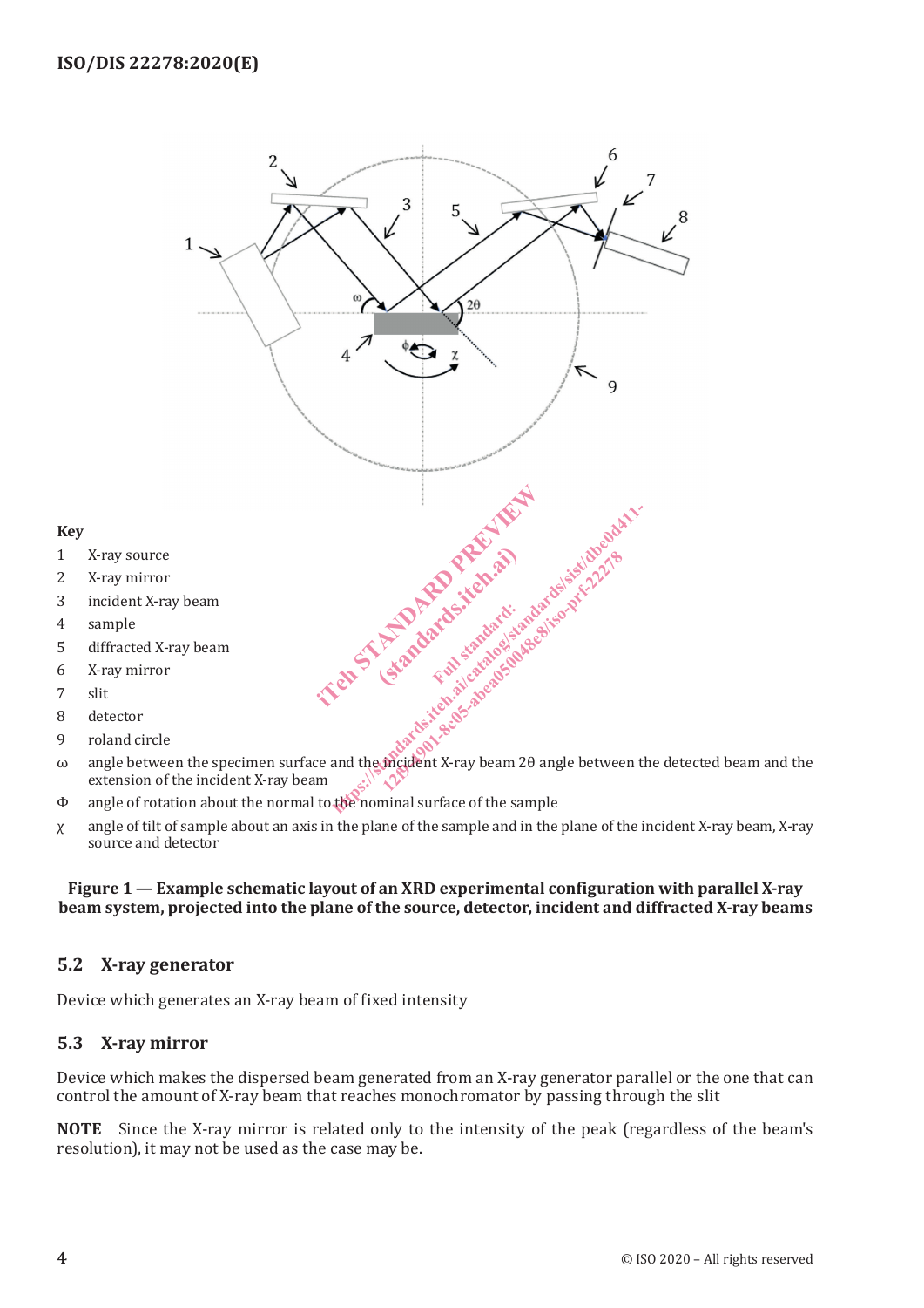**Key**

1 X-ray source

2 X-ray mirror

3 incident X-ray beam

4 sample

5 diffracted X-ray beam

6 X-ray mirror

7 slit

8 detector

9 roland circle

ω angle between the specimen surface and the incident X-ray beam 2θ angle between the detected beam and the extension of the incident X-ray beam

Φ angle of rotation about the normal to the nominal surface of the sample

χ angle of tilt of sample about an axis in the plane of the sample and in the plane of the incident X-ray beam, X-ray source and detector

**Figure 1 — Example schematic layout of an XRD experimental configuration with parallel X-ray beam system, projected into the plane of the source, detector, incident and diffracted X-ray beams**

### 5.2 X-ray generator

Device which generates an X-ray beam of fixed intensity

### 5.3 X-ray mirror

Device which makes the dispersed beam generated from an X-ray generator parallel or the one that can control the amount of X-ray beam that reaches monochromator by passing through the slit

**NOTE** Since the X-ray mirror is related only to the intensity of the peak (regardless of the beam's resolution), it may not be used as the case may be.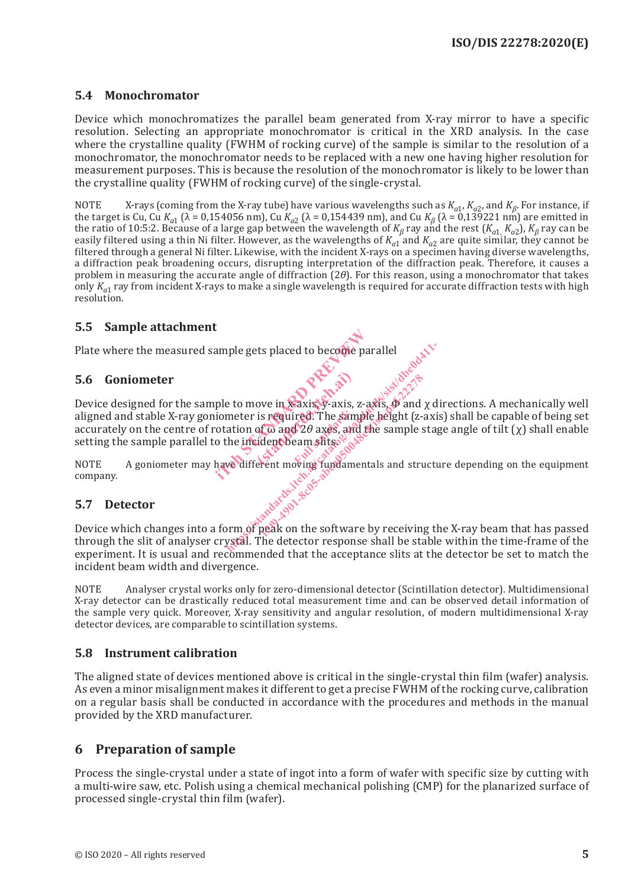## 5.4 Monochromator

Device which monochromatizes the parallel beam generated from X-ray mirror to have a specific resolution. Selecting an appropriate monochromator is critical in the XRD analysis. In the case where the crystalline quality (FWHM of rocking curve) of the sample is similar to the resolution of a monochromator, the monochromator needs to be replaced with a new one having higher resolution for measurement purposes. This is because the resolution of the monochromator is likely to be lower than the crystalline quality (FWHM of rocking curve) of the single-crystal.

NOTE X-rays (coming from the X-ray tube) have various wavelengths such as $K_{\alpha 1}$, $K_{\alpha 2}$, and $K_{\beta}$. For instance, if the target is Cu, Cu $K_{\alpha 1}$ (λ = 0,154056 nm), Cu $K_{\alpha 2}$ (λ = 0,154439 nm), and Cu $K_{\beta}$ (λ = 0,139221 nm) are emitted in the ratio of 10:5:2. Because of a large gap between the wavelength of $K_{\beta}$ ray and the rest ($K_{\alpha 1}$, $K_{\alpha 2}$), $K_{\beta}$ ray can be easily filtered using a thin Ni filter. However, as the wavelengths of $K_{\alpha 1}$ and $K_{\alpha 2}$ are quite similar, they cannot be filtered through a general Ni filter. Likewise, with the incident X-rays on a specimen having diverse wavelengths, a diffraction peak broadening occurs, disrupting interpretation of the diffraction peak. Therefore, it causes a problem in measuring the accurate angle of diffraction ($2\theta$). For this reason, using a monochromator that takes only $K_{\alpha 1}$ ray from incident X-rays to make a single wavelength is required for accurate diffraction tests with high resolution.

## 5.5 Sample attachment

Plate where the measured sample gets placed to become parallel

## 5.6 Goniometer

Device designed for the sample to move in x-axis, y-axis, z-axis, Φ and χ directions. A mechanically well aligned and stable X-ray goniometer is required. The sample height (z-axis) shall be capable of being set accurately on the centre of rotation of ω and $2\theta$ axes, and the sample stage angle of tilt (χ) shall enable setting the sample parallel to the incident beam slits.

NOTE A goniometer may have different moving fundamentals and structure depending on the equipment company.

## 5.7 Detector

Device which changes into a form of peak on the software by receiving the X-ray beam that has passed through the slit of analyser crystal. The detector response shall be stable within the time-frame of the experiment. It is usual and recommended that the acceptance slits at the detector be set to match the incident beam width and divergence.

NOTE Analyser crystal works only for zero-dimensional detector (Scintillation detector). Multidimensional X-ray detector can be drastically reduced total measurement time and can be observed detail information of the sample very quick. Moreover, X-ray sensitivity and angular resolution, of modern multidimensional X-ray detector devices, are comparable to scintillation systems.

## 5.8 Instrument calibration

The aligned state of devices mentioned above is critical in the single-crystal thin film (wafer) analysis. As even a minor misalignment makes it different to get a precise FWHM of the rocking curve, calibration on a regular basis shall be conducted in accordance with the procedures and methods in the manual provided by the XRD manufacturer.

# 6 Preparation of sample

Process the single-crystal under a state of ingot into a form of wafer with specific size by cutting with a multi-wire saw, etc. Polish using a chemical mechanical polishing (CMP) for the planarized surface of processed single-crystal thin film (wafer).